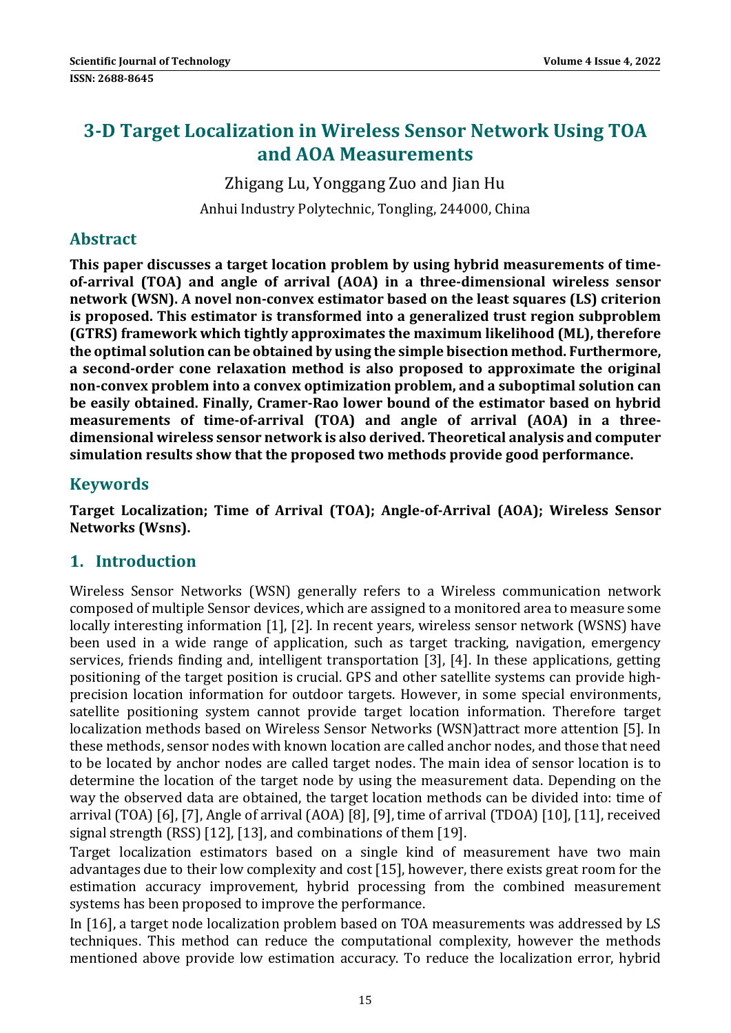# 3-D Target Localization in Wireless Sensor Network Using TOA and AOA Measurements

Zhigang Lu, Yonggang Zuo and Jian Hu

Anhui Industry Polytechnic, Tongling, 244000, China

## Abstract

**This paper discusses a target location problem by using hybrid measurements of time-of-arrival (TOA) and angle of arrival (AOA) in a three-dimensional wireless sensor network (WSN). A novel non-convex estimator based on the least squares (LS) criterion is proposed. This estimator is transformed into a generalized trust region subproblem (GTRS) framework which tightly approximates the maximum likelihood (ML), therefore the optimal solution can be obtained by using the simple bisection method. Furthermore, a second-order cone relaxation method is also proposed to approximate the original non-convex problem into a convex optimization problem, and a suboptimal solution can be easily obtained. Finally, Cramer-Rao lower bound of the estimator based on hybrid measurements of time-of-arrival (TOA) and angle of arrival (AOA) in a three-dimensional wireless sensor network is also derived. Theoretical analysis and computer simulation results show that the proposed two methods provide good performance.**

## Keywords

**Target Localization; Time of Arrival (TOA); Angle-of-Arrival (AOA); Wireless Sensor Networks (Wsns).**

## 1. Introduction

Wireless Sensor Networks (WSN) generally refers to a Wireless communication network composed of multiple Sensor devices, which are assigned to a monitored area to measure some locally interesting information [1], [2]. In recent years, wireless sensor network (WSNS) have been used in a wide range of application, such as target tracking, navigation, emergency services, friends finding and, intelligent transportation [3], [4]. In these applications, getting positioning of the target position is crucial. GPS and other satellite systems can provide high-precision location information for outdoor targets. However, in some special environments, satellite positioning system cannot provide target location information. Therefore target localization methods based on Wireless Sensor Networks (WSN)attract more attention [5]. In these methods, sensor nodes with known location are called anchor nodes, and those that need to be located by anchor nodes are called target nodes. The main idea of sensor location is to determine the location of the target node by using the measurement data. Depending on the way the observed data are obtained, the target location methods can be divided into: time of arrival (TOA) [6], [7], Angle of arrival (AOA) [8], [9], time of arrival (TDOA) [10], [11], received signal strength (RSS) [12], [13], and combinations of them [19].

Target localization estimators based on a single kind of measurement have two main advantages due to their low complexity and cost [15], however, there exists great room for the estimation accuracy improvement, hybrid processing from the combined measurement systems has been proposed to improve the performance.

In [16], a target node localization problem based on TOA measurements was addressed by LS techniques. This method can reduce the computational complexity, however the methods mentioned above provide low estimation accuracy. To reduce the localization error, hybrid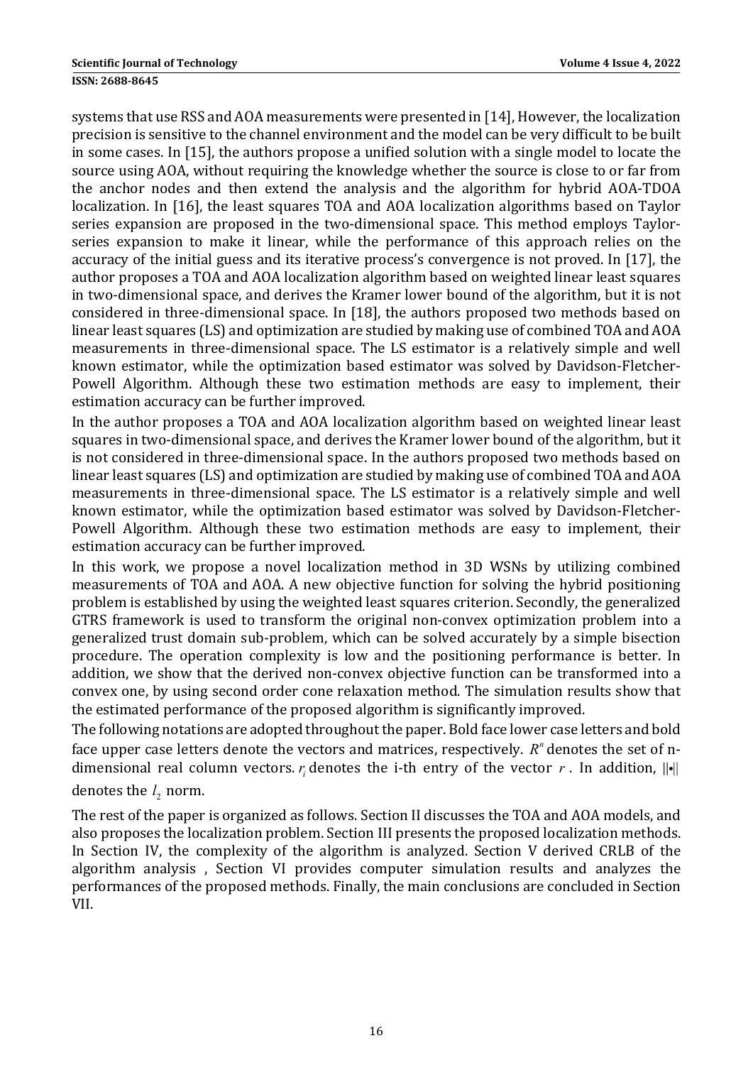systems that use RSS and AOA measurements were presented in [14], However, the localization precision is sensitive to the channel environment and the model can be very difficult to be built in some cases. In [15], the authors propose a unified solution with a single model to locate the source using AOA, without requiring the knowledge whether the source is close to or far from the anchor nodes and then extend the analysis and the algorithm for hybrid AOA-TDOA localization. In [16], the least squares TOA and AOA localization algorithms based on Taylor series expansion are proposed in the two-dimensional space. This method employs Taylor-series expansion to make it linear, while the performance of this approach relies on the accuracy of the initial guess and its iterative process's convergence is not proved. In [17], the author proposes a TOA and AOA localization algorithm based on weighted linear least squares in two-dimensional space, and derives the Kramer lower bound of the algorithm, but it is not considered in three-dimensional space. In [18], the authors proposed two methods based on linear least squares (LS) and optimization are studied by making use of combined TOA and AOA measurements in three-dimensional space. The LS estimator is a relatively simple and well known estimator, while the optimization based estimator was solved by Davidson-Fletcher-Powell Algorithm. Although these two estimation methods are easy to implement, their estimation accuracy can be further improved.

In the author proposes a TOA and AOA localization algorithm based on weighted linear least squares in two-dimensional space, and derives the Kramer lower bound of the algorithm, but it is not considered in three-dimensional space. In the authors proposed two methods based on linear least squares (LS) and optimization are studied by making use of combined TOA and AOA measurements in three-dimensional space. The LS estimator is a relatively simple and well known estimator, while the optimization based estimator was solved by Davidson-Fletcher-Powell Algorithm. Although these two estimation methods are easy to implement, their estimation accuracy can be further improved.

In this work, we propose a novel localization method in 3D WSNs by utilizing combined measurements of TOA and AOA. A new objective function for solving the hybrid positioning problem is established by using the weighted least squares criterion. Secondly, the generalized GTRS framework is used to transform the original non-convex optimization problem into a generalized trust domain sub-problem, which can be solved accurately by a simple bisection procedure. The operation complexity is low and the positioning performance is better. In addition, we show that the derived non-convex objective function can be transformed into a convex one, by using second order cone relaxation method. The simulation results show that the estimated performance of the proposed algorithm is significantly improved.

The following notations are adopted throughout the paper. Bold face lower case letters and bold face upper case letters denote the vectors and matrices, respectively. $R^n$ denotes the set of n-dimensional real column vectors. $r_i$ denotes the i-th entry of the vector $r$. In addition, $\|\bullet\|$ denotes the $l_2$ norm.

The rest of the paper is organized as follows. Section II discusses the TOA and AOA models, and also proposes the localization problem. Section III presents the proposed localization methods. In Section IV, the complexity of the algorithm is analyzed. Section V derived CRLB of the algorithm analysis , Section VI provides computer simulation results and analyzes the performances of the proposed methods. Finally, the main conclusions are concluded in Section VII.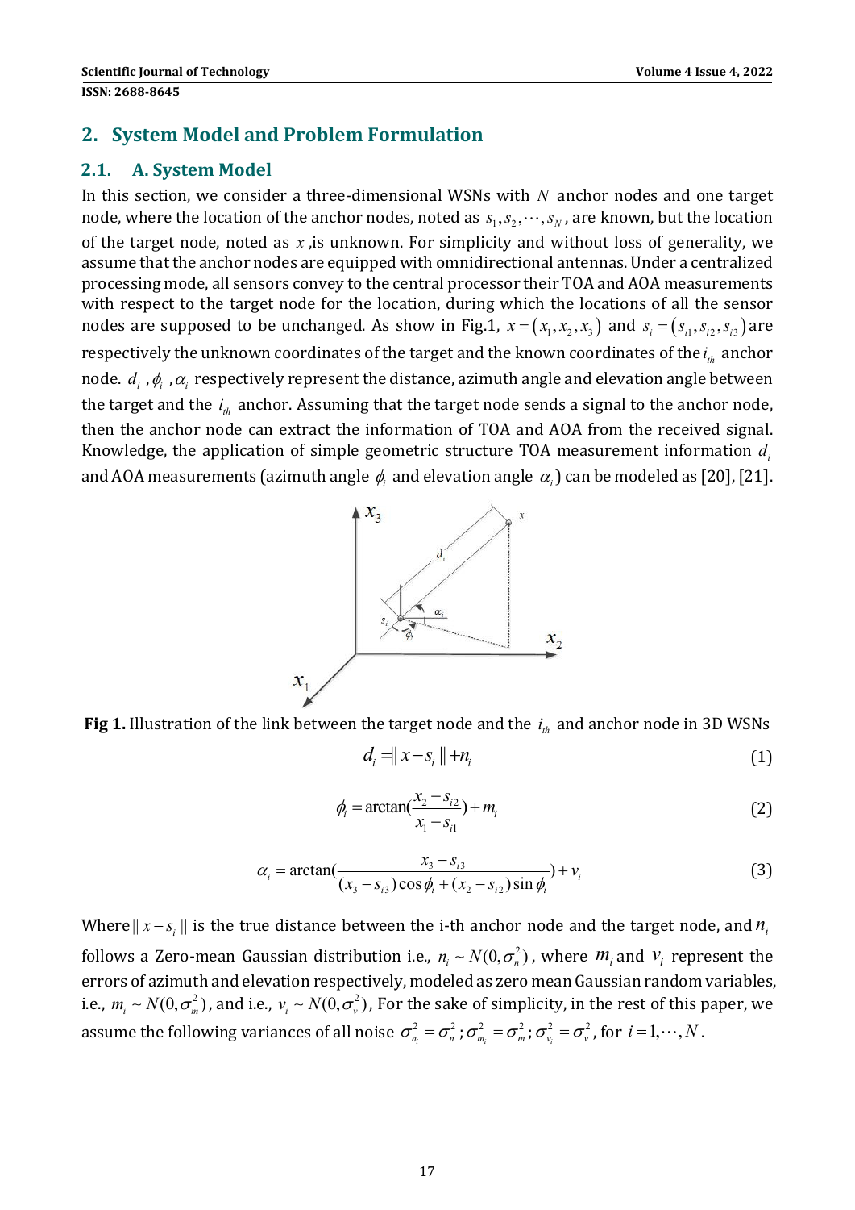## 2. System Model and Problem Formulation

### 2.1. A. System Model

In this section, we consider a three-dimensional WSNs with $N$ anchor nodes and one target node, where the location of the anchor nodes, noted as $s_1, s_2, \cdots, s_N$, are known, but the location of the target node, noted as $x$ ,is unknown. For simplicity and without loss of generality, we assume that the anchor nodes are equipped with omnidirectional antennas. Under a centralized processing mode, all sensors convey to the central processor their TOA and AOA measurements with respect to the target node for the location, during which the locations of all the sensor nodes are supposed to be unchanged. As show in Fig.1, $x = (x_1, x_2, x_3)$ and $s_i = (s_{i1}, s_{i2}, s_{i3})$ are respectively the unknown coordinates of the target and the known coordinates of the $i_{th}$ anchor node. $d_i$ ,$\phi_i$ ,$\alpha_i$ respectively represent the distance, azimuth angle and elevation angle between the target and the $i_{th}$ anchor. Assuming that the target node sends a signal to the anchor node, then the anchor node can extract the information of TOA and AOA from the received signal. Knowledge, the application of simple geometric structure TOA measurement information $d_i$ and AOA measurements (azimuth angle $\phi_i$ and elevation angle $\alpha_i$) can be modeled as [20], [21].

**Fig 1.** Illustration of the link between the target node and the $i_{th}$ and anchor node in 3D WSNs

$$d_i = \| x - s_i \| + n_i \tag{1}$$

$$\phi_i = \arctan(\frac{x_2 - s_{i2}}{x_1 - s_{i1}}) + m_i \tag{2}$$

$$\alpha_i = \arctan(\frac{x_3 - s_{i3}}{(x_3 - s_{i3})\cos\phi_i + (x_2 - s_{i2})\sin\phi_i}) + v_i \tag{3}$$

Where $\| x - s_i \|$ is the true distance between the i-th anchor node and the target node, and $n_i$ follows a Zero-mean Gaussian distribution i.e., $n_i \sim N(0, \sigma_n^2)$, where $m_i$ and $v_i$ represent the errors of azimuth and elevation respectively, modeled as zero mean Gaussian random variables, i.e., $m_i \sim N(0, \sigma_m^2)$, and i.e., $v_i \sim N(0, \sigma_v^2)$, For the sake of simplicity, in the rest of this paper, we assume the following variances of all noise $\sigma_{n_i}^2 = \sigma_n^2 ; \sigma_{m_i}^2 = \sigma_m^2 ; \sigma_{v_i}^2 = \sigma_v^2$, for $i = 1, \cdots, N$.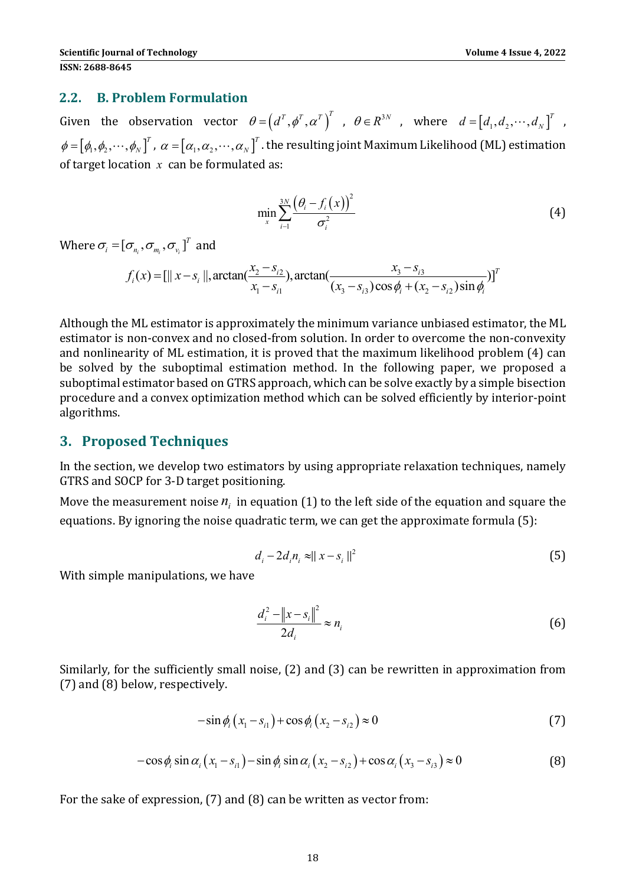## 2.2. B. Problem Formulation

Given the observation vector $\theta = \left(d^T, \phi^T, \alpha^T\right)^T$ , $\theta \in R^{3N}$ , where $d = \left[d_1, d_2, \cdots, d_N\right]^T$ , $\phi = \left[\phi_1, \phi_2, \cdots, \phi_N\right]^T$, $\alpha = \left[\alpha_1, \alpha_2, \cdots, \alpha_N\right]^T$. the resulting joint Maximum Likelihood (ML) estimation of target location $x$ can be formulated as:

$$\min_{x} \sum_{i-1}^{3N} \frac{\left(\theta_i - f_i\left(x\right)\right)^2}{\sigma_i^2} \tag{4}$$

Where $\sigma_i = [\sigma_{n_i}, \sigma_{m_i}, \sigma_{v_i}]^T$ and

$$f_i(x) = [\| x - s_i \|, \arctan(\frac{x_2 - s_{i2}}{x_1 - s_{i1}}), \arctan(\frac{x_3 - s_{i3}}{(x_3 - s_{i3})\cos\phi_i + (x_2 - s_{i2})\sin\phi_i})]^T$$

Although the ML estimator is approximately the minimum variance unbiased estimator, the ML estimator is non-convex and no closed-from solution. In order to overcome the non-convexity and nonlinearity of ML estimation, it is proved that the maximum likelihood problem (4) can be solved by the suboptimal estimation method. In the following paper, we proposed a suboptimal estimator based on GTRS approach, which can be solve exactly by a simple bisection procedure and a convex optimization method which can be solved efficiently by interior-point algorithms.

# 3. Proposed Techniques

In the section, we develop two estimators by using appropriate relaxation techniques, namely GTRS and SOCP for 3-D target positioning.

Move the measurement noise $n_i$ in equation (1) to the left side of the equation and square the equations. By ignoring the noise quadratic term, we can get the approximate formula (5):

$$d_i - 2d_i n_i \approx \| x - s_i \|^2 \tag{5}$$

With simple manipulations, we have

$$\frac{d_i^2 - \left\| x - s_i \right\|^2}{2d_i} \approx n_i \tag{6}$$

Similarly, for the sufficiently small noise, (2) and (3) can be rewritten in approximation from (7) and (8) below, respectively.

$$-\sin\phi_i \left(x_1 - s_{i1}\right) + \cos\phi_i \left(x_2 - s_{i2}\right) \approx 0 \tag{7}$$

$$-\cos\phi_i \sin\alpha_i \left(x_1 - s_{i1}\right) - \sin\phi_i \sin\alpha_i \left(x_2 - s_{i2}\right) + \cos\alpha_i \left(x_3 - s_{i3}\right) \approx 0 \tag{8}$$

For the sake of expression, (7) and (8) can be written as vector from: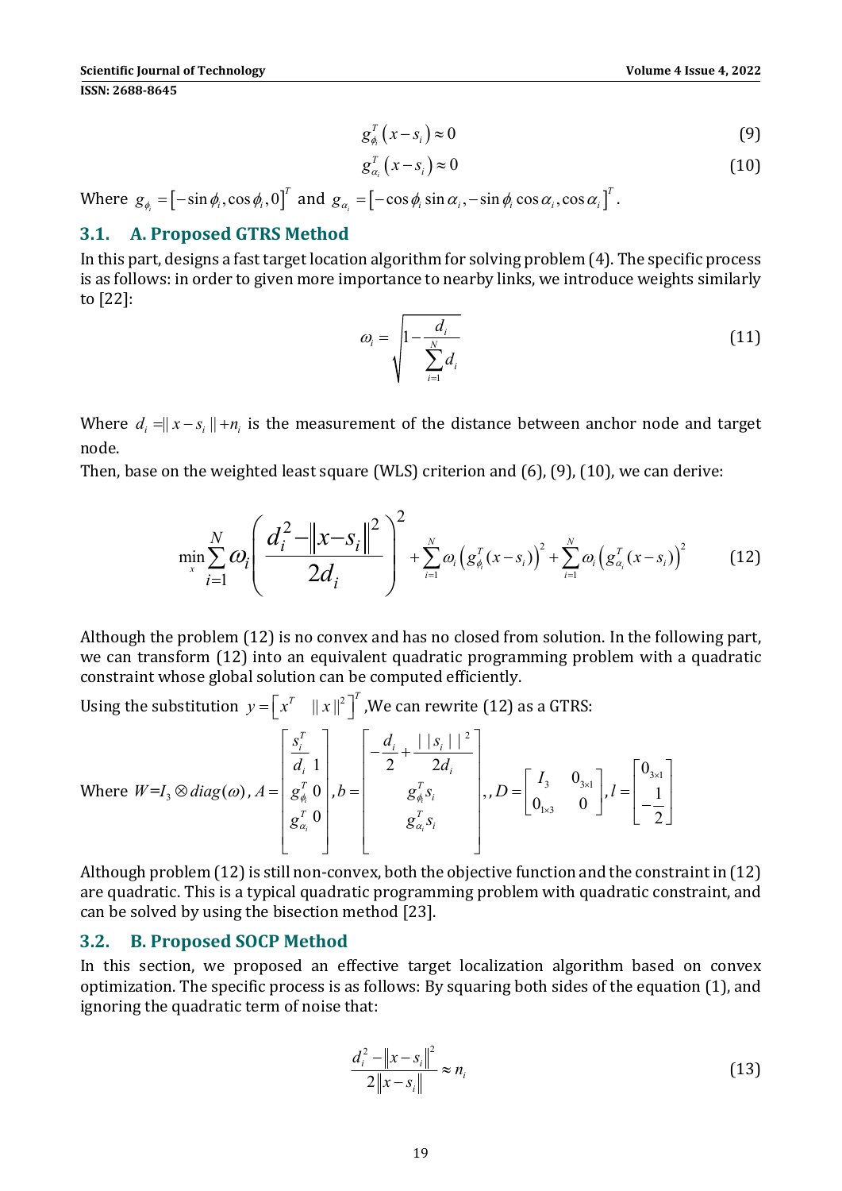$$g_{\phi_i}^T\left(x-s_i\right)\approx 0 \tag{9}$$

$$g_{\alpha_i}^T\left(x-s_i\right)\approx 0 \tag{10}$$

Where $g_{\phi_i}=\left[-\sin\phi_i,\cos\phi_i,0\right]^T$ and $g_{\alpha_i}=\left[-\cos\phi_i\sin\alpha_i,-\sin\phi_i\cos\alpha_i,\cos\alpha_i\right]^T$.

## 3.1. A. Proposed GTRS Method

In this part, designs a fast target location algorithm for solving problem (4). The specific process is as follows: in order to given more importance to nearby links, we introduce weights similarly to [22]:

$$\omega_i=\sqrt{1-\frac{d_i}{\sum_{i=1}^{N}d_i}} \tag{11}$$

Where $d_i=\|x-s_i\|+n_i$ is the measurement of the distance between anchor node and target node.

Then, base on the weighted least square (WLS) criterion and (6), (9), (10), we can derive:

$$\min_x \sum_{i=1}^{N}\omega_i\left(\frac{d_i^2-\|x-s_i\|^2}{2d_i}\right)^2+\sum_{i=1}^{N}\omega_i\left(g_{\phi_i}^T(x-s_i)\right)^2+\sum_{i=1}^{N}\omega_i\left(g_{\alpha_i}^T(x-s_i)\right)^2 \tag{12}$$

Although the problem (12) is no convex and has no closed from solution. In the following part, we can transform (12) into an equivalent quadratic programming problem with a quadratic constraint whose global solution can be computed efficiently.

Using the substitution $y=\left[x^T \quad \|x\|^2\right]^T$ ,We can rewrite (12) as a GTRS:

Where $W=I_3\otimes diag(\omega)$, $A=\begin{bmatrix}\frac{s_i^T}{d_i} & 1\\ g_{\phi_i}^T & 0\\ g_{\alpha_i}^T & 0\end{bmatrix}$, $b=\begin{bmatrix}-\frac{d_i}{2}+\frac{\|s_i\|^2}{2d_i}\\ g_{\phi_i}^T s_i\\ g_{\alpha_i}^T s_i\end{bmatrix}$, , $D=\begin{bmatrix}I_3 & 0_{3\times 1}\\ 0_{1\times 3} & 0\end{bmatrix}$, $l=\begin{bmatrix}0_{3\times 1}\\ -\frac{1}{2}\end{bmatrix}$

Although problem (12) is still non-convex, both the objective function and the constraint in (12) are quadratic. This is a typical quadratic programming problem with quadratic constraint, and can be solved by using the bisection method [23].

## 3.2. B. Proposed SOCP Method

In this section, we proposed an effective target localization algorithm based on convex optimization. The specific process is as follows: By squaring both sides of the equation (1), and ignoring the quadratic term of noise that:

$$\frac{d_i^2-\|x-s_i\|^2}{2\|x-s_i\|}\approx n_i \tag{13}$$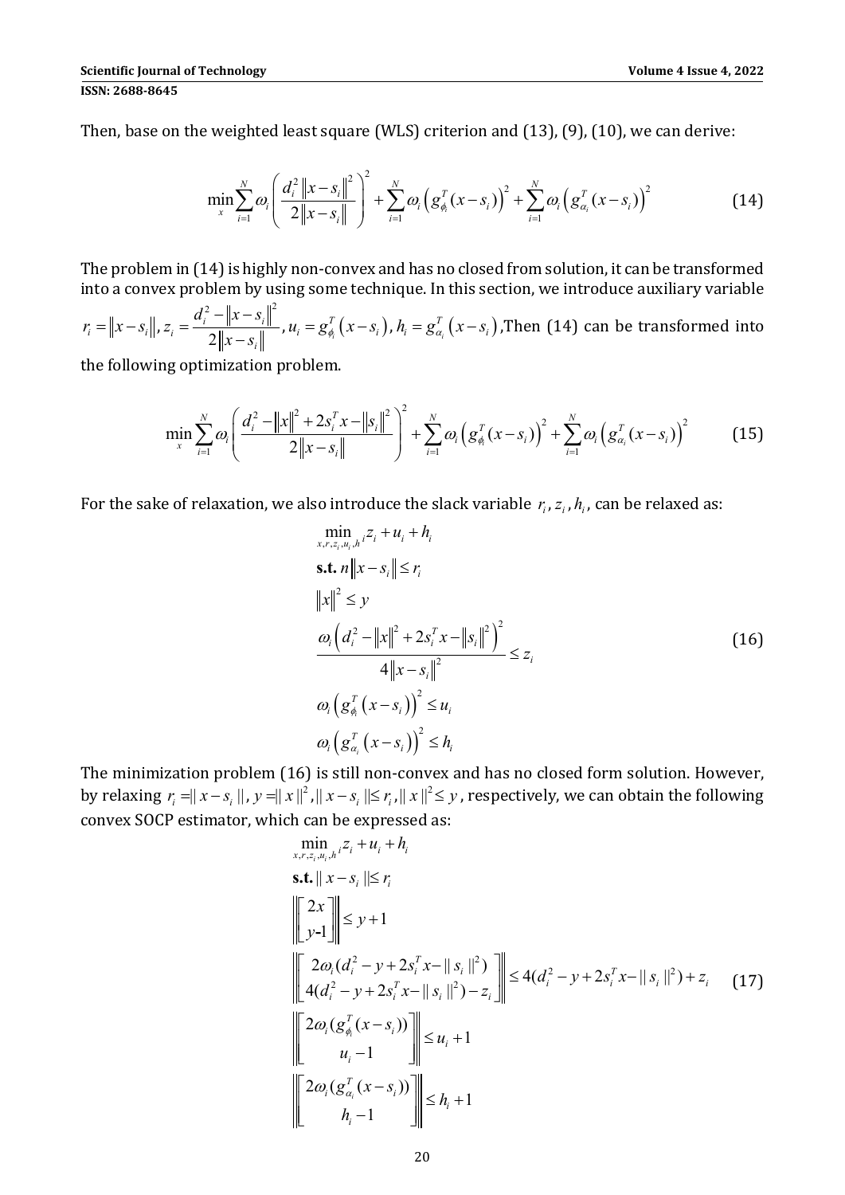Then, base on the weighted least square (WLS) criterion and (13), (9), (10), we can derive:

$$\min_{x}\sum_{i=1}^{N}\omega_i\left(\frac{d_i^2\left\|x-s_i\right\|^2}{2\left\|x-s_i\right\|}\right)^2+\sum_{i=1}^{N}\omega_i\left(g_{\phi_i}^T(x-s_i)\right)^2+\sum_{i=1}^{N}\omega_i\left(g_{\alpha_i}^T(x-s_i)\right)^2 \tag{14}$$

The problem in (14) is highly non-convex and has no closed from solution, it can be transformed into a convex problem by using some technique. In this section, we introduce auxiliary variable $r_i=\left\|x-s_i\right\|$, $z_i=\frac{d_i^2-\left\|x-s_i\right\|^2}{2\left\|x-s_i\right\|}$, $u_i=g_{\phi_i}^T\left(x-s_i\right)$, $h_i=g_{\alpha_i}^T\left(x-s_i\right)$,Then (14) can be transformed into the following optimization problem.

$$\min_{x}\sum_{i=1}^{N}\omega_i\left(\frac{d_i^2-\left\|x\right\|^2+2s_i^Tx-\left\|s_i\right\|^2}{2\left\|x-s_i\right\|}\right)^2+\sum_{i=1}^{N}\omega_i\left(g_{\phi_i}^T(x-s_i)\right)^2+\sum_{i=1}^{N}\omega_i\left(g_{\alpha_i}^T(x-s_i)\right)^2 \tag{15}$$

For the sake of relaxation, we also introduce the slack variable $r_i, z_i, h_i$, can be relaxed as:

$$\begin{aligned}
&\min_{x,r,z_i,u_i,h_i} z_i+u_i+h_i\\
&\textbf{s.t. } n\left\|x-s_i\right\|\le r_i\\
&\left\|x\right\|^2\le y\\
&\frac{\omega_i\left(d_i^2-\left\|x\right\|^2+2s_i^Tx-\left\|s_i\right\|^2\right)^2}{4\left\|x-s_i\right\|^2}\le z_i\\
&\omega_i\left(g_{\phi_i}^T\left(x-s_i\right)\right)^2\le u_i\\
&\omega_i\left(g_{\alpha_i}^T\left(x-s_i\right)\right)^2\le h_i
\end{aligned} \tag{16}$$

The minimization problem (16) is still non-convex and has no closed form solution. However, by relaxing $r_i=\|x-s_i\|$, $y=\|x\|^2$, $\|x-s_i\|\le r_i$, $\|x\|^2\le y$, respectively, we can obtain the following convex SOCP estimator, which can be expressed as:

$$\begin{aligned}
&\min_{x,r,z_i,u_i,h_i} z_i+u_i+h_i\\
&\textbf{s.t. } \|x-s_i\|\le r_i\\
&\left\|\begin{bmatrix}2x\\ y-1\end{bmatrix}\right\|\le y+1\\
&\left\|\begin{bmatrix}2\omega_i(d_i^2-y+2s_i^Tx-\|s_i\|^2)\\ 4(d_i^2-y+2s_i^Tx-\|s_i\|^2)-z_i\end{bmatrix}\right\|\le 4(d_i^2-y+2s_i^Tx-\|s_i\|^2)+z_i\\
&\left\|\begin{bmatrix}2\omega_i(g_{\phi_i}^T(x-s_i))\\ u_i-1\end{bmatrix}\right\|\le u_i+1\\
&\left\|\begin{bmatrix}2\omega_i(g_{\alpha_i}^T(x-s_i))\\ h_i-1\end{bmatrix}\right\|\le h_i+1
\end{aligned} \tag{17}$$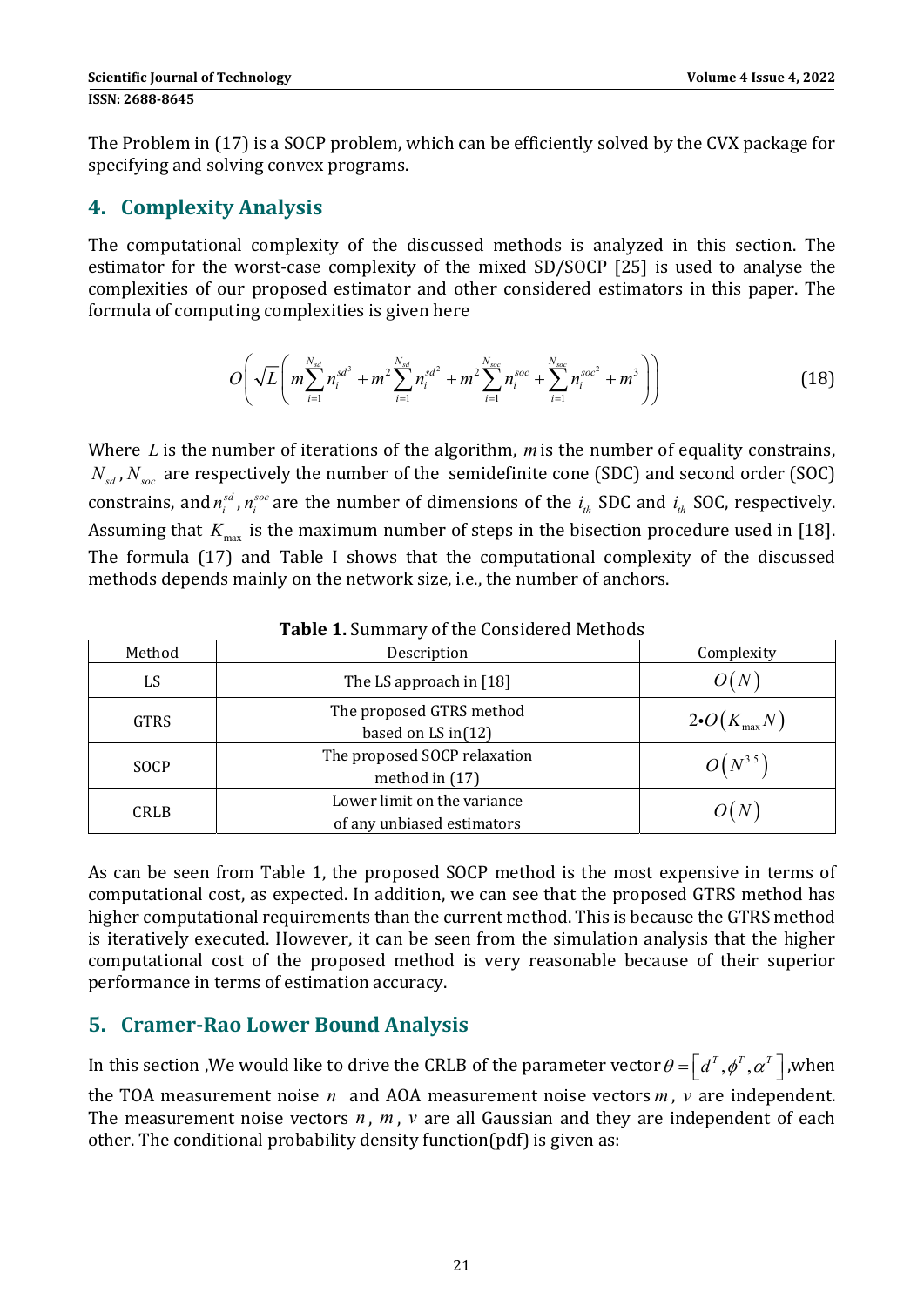The Problem in (17) is a SOCP problem, which can be efficiently solved by the CVX package for specifying and solving convex programs.

## 4. Complexity Analysis

The computational complexity of the discussed methods is analyzed in this section. The estimator for the worst-case complexity of the mixed SD/SOCP [25] is used to analyse the complexities of our proposed estimator and other considered estimators in this paper. The formula of computing complexities is given here

$$O\left(\sqrt{L}\left(m\sum_{i=1}^{N_{sd}} n_i^{sd^3} + m^2\sum_{i=1}^{N_{sd}} n_i^{sd^2} + m^2\sum_{i=1}^{N_{soc}} n_i^{soc} + \sum_{i=1}^{N_{soc}} n_i^{soc^2} + m^3\right)\right) \tag{18}$$

Where $L$ is the number of iterations of the algorithm, $m$ is the number of equality constrains, $N_{sd}$, $N_{soc}$ are respectively the number of the semidefinite cone (SDC) and second order (SOC) constrains, and $n_i^{sd}$, $n_i^{soc}$ are the number of dimensions of the $i_{th}$ SDC and $i_{th}$ SOC, respectively. Assuming that $K_{\max}$ is the maximum number of steps in the bisection procedure used in [18]. The formula (17) and Table I shows that the computational complexity of the discussed methods depends mainly on the network size, i.e., the number of anchors.

**Table 1.** Summary of the Considered Methods

| Method | Description | Complexity |
|---|---|---|
| LS | The LS approach in [18] | $O(N)$ |
| GTRS | The proposed GTRS method based on LS in(12) | $2 \bullet O(K_{\max} N)$ |
| SOCP | The proposed SOCP relaxation method in (17) | $O(N^{3.5})$ |
| CRLB | Lower limit on the variance of any unbiased estimators | $O(N)$ |

As can be seen from Table 1, the proposed SOCP method is the most expensive in terms of computational cost, as expected. In addition, we can see that the proposed GTRS method has higher computational requirements than the current method. This is because the GTRS method is iteratively executed. However, it can be seen from the simulation analysis that the higher computational cost of the proposed method is very reasonable because of their superior performance in terms of estimation accuracy.

## 5. Cramer-Rao Lower Bound Analysis

In this section ,We would like to drive the CRLB of the parameter vector $\theta = \left[d^T, \phi^T, \alpha^T\right]$,when the TOA measurement noise $n$ and AOA measurement noise vectors $m$, $v$ are independent. The measurement noise vectors $n$, $m$, $v$ are all Gaussian and they are independent of each other. The conditional probability density function(pdf) is given as: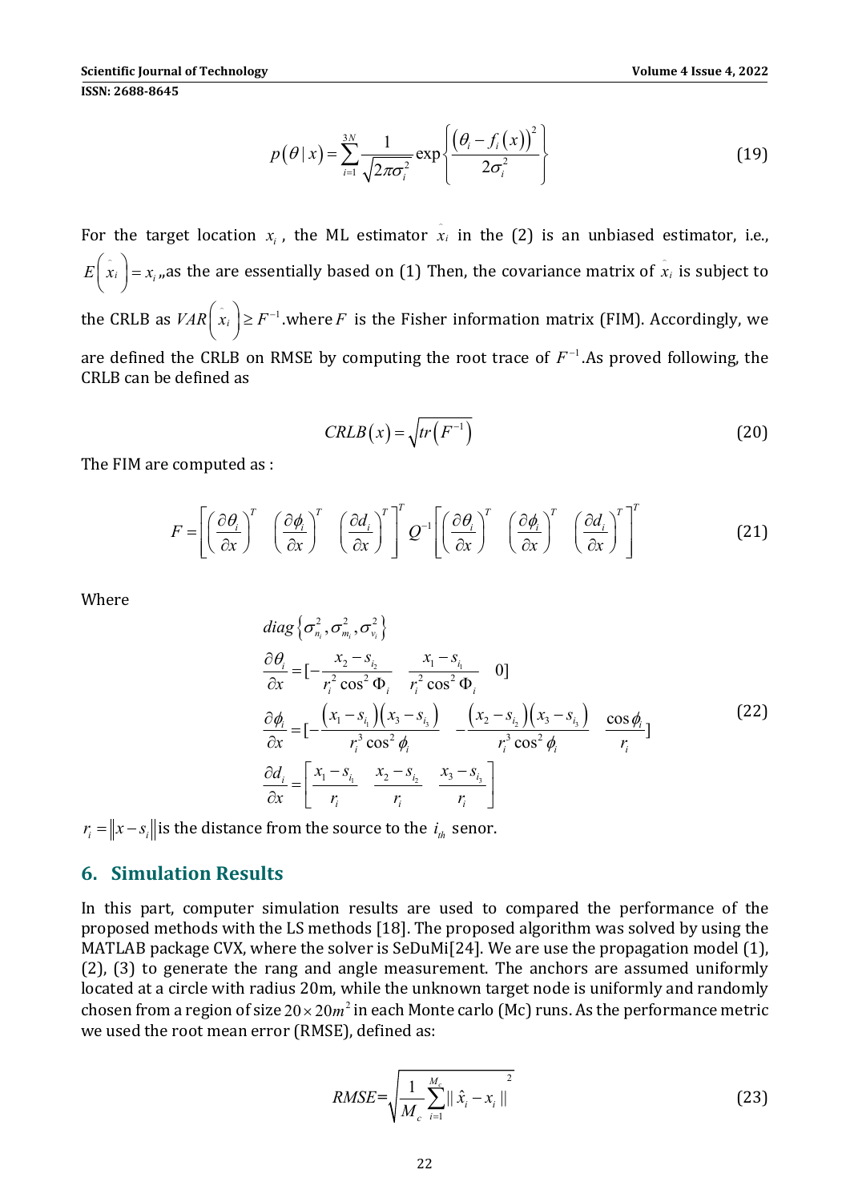$$p(\theta \mid x)=\sum_{i=1}^{3N}\frac{1}{\sqrt{2\pi\sigma_i^2}}\exp\left\{\frac{\left(\theta_i-f_i(x)\right)^2}{2\sigma_i^2}\right\} \tag{19}$$

For the target location $x_i$, the ML estimator $\hat{x}_i$ in the (2) is an unbiased estimator, i.e., $E\left(\hat{x}_i\right)=x_i$,,as the are essentially based on (1) Then, the covariance matrix of $\hat{x}_i$ is subject to the CRLB as $VAR\left(\hat{x}_i\right)\geq F^{-1}$.where $F$ is the Fisher information matrix (FIM). Accordingly, we are defined the CRLB on RMSE by computing the root trace of $F^{-1}$.As proved following, the CRLB can be defined as

$$CRLB(x)=\sqrt{tr\left(F^{-1}\right)} \tag{20}$$

The FIM are computed as :

$$F=\left[\left(\frac{\partial\theta_i}{\partial x}\right)^T \quad \left(\frac{\partial\phi_i}{\partial x}\right)^T \quad \left(\frac{\partial d_i}{\partial x}\right)^T\right]^T Q^{-1}\left[\left(\frac{\partial\theta_i}{\partial x}\right)^T \quad \left(\frac{\partial\phi_i}{\partial x}\right)^T \quad \left(\frac{\partial d_i}{\partial x}\right)^T\right]^T \tag{21}$$

Where

$$\begin{aligned}
&diag\left\{\sigma_{n_i}^2,\sigma_{m_i}^2,\sigma_{v_i}^2\right\}\\
&\frac{\partial\theta_i}{\partial x}=[-\frac{x_2-s_{i_2}}{r_i^2\cos^2\Phi_i} \quad \frac{x_1-s_{i_1}}{r_i^2\cos^2\Phi_i} \quad 0]\\
&\frac{\partial\phi_i}{\partial x}=[-\frac{\left(x_1-s_{i_1}\right)\left(x_3-s_{i_3}\right)}{r_i^3\cos^2\phi_i} \quad -\frac{\left(x_2-s_{i_2}\right)\left(x_3-s_{i_3}\right)}{r_i^3\cos^2\phi_i} \quad \frac{\cos\phi_i}{r_i}]\\
&\frac{\partial d_i}{\partial x}=\left[\frac{x_1-s_{i_1}}{r_i} \quad \frac{x_2-s_{i_2}}{r_i} \quad \frac{x_3-s_{i_3}}{r_i}\right]
\end{aligned} \tag{22}$$

$r_i=\|x-s_i\|$is the distance from the source to the $i_{th}$ senor.

## 6. Simulation Results

In this part, computer simulation results are used to compared the performance of the proposed methods with the LS methods [18]. The proposed algorithm was solved by using the MATLAB package CVX, where the solver is SeDuMi[24]. We are use the propagation model (1), (2), (3) to generate the rang and angle measurement. The anchors are assumed uniformly located at a circle with radius 20m, while the unknown target node is uniformly and randomly chosen from a region of size $20\times 20m^2$ in each Monte carlo (Mc) runs. As the performance metric we used the root mean error (RMSE), defined as:

$$RMSE=\sqrt{\frac{1}{M_c}\sum_{i=1}^{M_c}\|\hat{x}_i-x_i\|^2} \tag{23}$$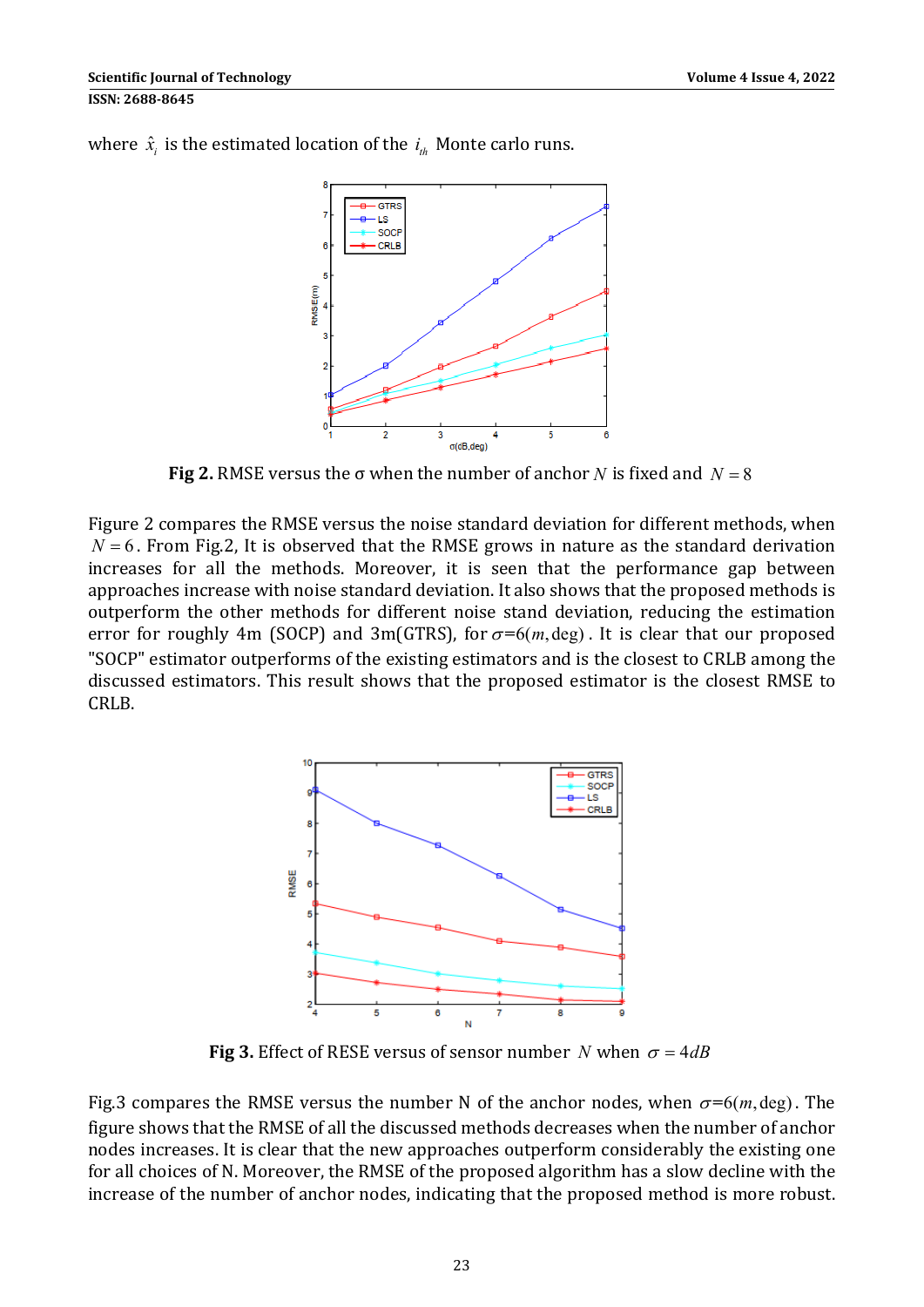where $\hat{x}_i$ is the estimated location of the $i_{th}$ Monte carlo runs.

**Fig 2.** RMSE versus the σ when the number of anchor $N$ is fixed and $N = 8$

Figure 2 compares the RMSE versus the noise standard deviation for different methods, when $N = 6$. From Fig.2, It is observed that the RMSE grows in nature as the standard derivation increases for all the methods. Moreover, it is seen that the performance gap between approaches increase with noise standard deviation. It also shows that the proposed methods is outperform the other methods for different noise stand deviation, reducing the estimation error for roughly 4m (SOCP) and 3m(GTRS), for $\sigma$=6($m$, deg). It is clear that our proposed "SOCP" estimator outperforms of the existing estimators and is the closest to CRLB among the discussed estimators. This result shows that the proposed estimator is the closest RMSE to CRLB.

**Fig 3.** Effect of RESE versus of sensor number $N$ when $\sigma = 4dB$

Fig.3 compares the RMSE versus the number N of the anchor nodes, when $\sigma$=6($m$, deg). The figure shows that the RMSE of all the discussed methods decreases when the number of anchor nodes increases. It is clear that the new approaches outperform considerably the existing one for all choices of N. Moreover, the RMSE of the proposed algorithm has a slow decline with the increase of the number of anchor nodes, indicating that the proposed method is more robust.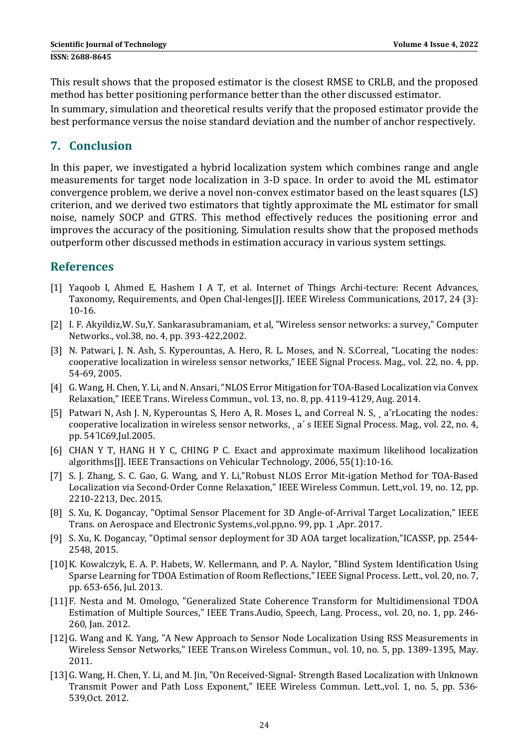This result shows that the proposed estimator is the closest RMSE to CRLB, and the proposed method has better positioning performance better than the other discussed estimator.

In summary, simulation and theoretical results verify that the proposed estimator provide the best performance versus the noise standard deviation and the number of anchor respectively.

## 7. Conclusion

In this paper, we investigated a hybrid localization system which combines range and angle measurements for target node localization in 3-D space. In order to avoid the ML estimator convergence problem, we derive a novel non-convex estimator based on the least squares (LS) criterion, and we derived two estimators that tightly approximate the ML estimator for small noise, namely SOCP and GTRS. This method effectively reduces the positioning error and improves the accuracy of the positioning. Simulation results show that the proposed methods outperform other discussed methods in estimation accuracy in various system settings.

## References

[1] Yaqoob I, Ahmed E, Hashem I A T, et al. Internet of Things Archi-tecture: Recent Advances, Taxonomy, Requirements, and Open Chal-lenges[J]. IEEE Wireless Communications, 2017, 24 (3): 10-16.

[2] I. F. Akyildiz,W. Su,Y. Sankarasubramaniam, et al, "Wireless sensor networks: a survey," Computer Networks., vol.38, no. 4, pp. 393-422,2002.

[3] N. Patwari, J. N. Ash, S. Kyperountas, A. Hero, R. L. Moses, and N. S.Correal, "Locating the nodes: cooperative localization in wireless sensor networks," IEEE Signal Process. Mag., vol. 22, no. 4, pp. 54-69, 2005.

[4] G. Wang, H. Chen, Y. Li, and N. Ansari, "NLOS Error Mitigation for TOA-Based Localization via Convex Relaxation," IEEE Trans. Wireless Commun., vol. 13, no. 8, pp. 4119-4129, Aug. 2014.

[5] Patwari N, Ash J. N, Kyperountas S, Hero A, R. Moses L, and Correal N. S, ˛ aˇrLocating the nodes: cooperative localization in wireless sensor networks, ˛ a´ s IEEE Signal Process. Mag., vol. 22, no. 4, pp. 54´lC69,Jul.2005.

[6] CHAN Y T, HANG H Y C, CHING P C. Exact and approximate maximum likelihood localization algorithms[J]. IEEE Transactions on Vehicular Technology, 2006, 55(1):10-16.

[7] S. J. Zhang, S. C. Gao, G. Wang, and Y. Li,"Robust NLOS Error Mit-igation Method for TOA-Based Localization via Second-Order Conne Relaxation," IEEE Wireless Commun. Lett.,vol. 19, no. 12, pp. 2210-2213, Dec. 2015.

[8] S. Xu, K. Dogancay, "Optimal Sensor Placement for 3D Angle-of-Arrival Target Localization," IEEE Trans. on Aerospace and Electronic Systems.,vol.pp,no. 99, pp. 1 ,Apr. 2017.

[9] S. Xu, K. Dogancay, "Optimal sensor deployment for 3D AOA target localization,"ICASSP, pp. 2544-2548, 2015.

[10] K. Kowalczyk, E. A. P. Habets, W. Kellermann, and P. A. Naylor, "Blind System Identification Using Sparse Learning for TDOA Estimation of Room Reflections," IEEE Signal Process. Lett., vol. 20, no. 7, pp. 653-656, Jul. 2013.

[11] F. Nesta and M. Omologo, "Generalized State Coherence Transform for Multidimensional TDOA Estimation of Multiple Sources," IEEE Trans.Audio, Speech, Lang. Process., vol. 20, no. 1, pp. 246-260, Jan. 2012.

[12] G. Wang and K. Yang, "A New Approach to Sensor Node Localization Using RSS Measurements in Wireless Sensor Networks," IEEE Trans.on Wireless Commun., vol. 10, no. 5, pp. 1389-1395, May. 2011.

[13] G. Wang, H. Chen, Y. Li, and M. Jin, "On Received-Signal- Strength Based Localization with Unknown Transmit Power and Path Loss Exponent," IEEE Wireless Commun. Lett.,vol. 1, no. 5, pp. 536-539,Oct. 2012.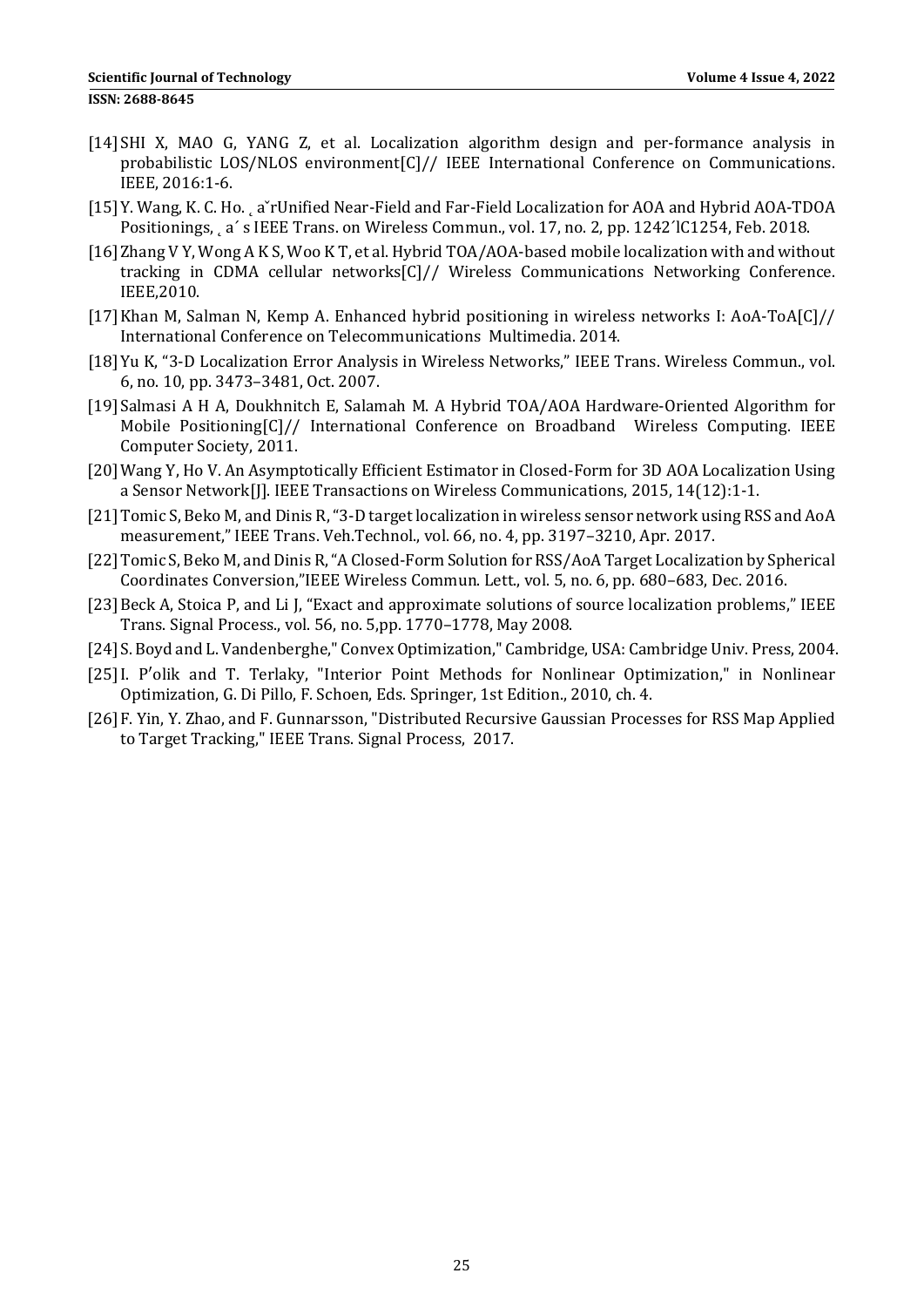[14] SHI X, MAO G, YANG Z, et al. Localization algorithm design and per-formance analysis in probabilistic LOS/NLOS environment[C]// IEEE International Conference on Communications. IEEE, 2016:1-6.

[15] Y. Wang, K. C. Ho. ˛ aˇrUnified Near-Field and Far-Field Localization for AOA and Hybrid AOA-TDOA Positionings, ˛ a´ s IEEE Trans. on Wireless Commun., vol. 17, no. 2, pp. 1242´lC1254, Feb. 2018.

[16] Zhang V Y, Wong A K S, Woo K T, et al. Hybrid TOA/AOA-based mobile localization with and without tracking in CDMA cellular networks[C]// Wireless Communications Networking Conference. IEEE,2010.

[17] Khan M, Salman N, Kemp A. Enhanced hybrid positioning in wireless networks I: AoA-ToA[C]// International Conference on Telecommunications Multimedia. 2014.

[18] Yu K, "3-D Localization Error Analysis in Wireless Networks," IEEE Trans. Wireless Commun., vol. 6, no. 10, pp. 3473–3481, Oct. 2007.

[19] Salmasi A H A, Doukhnitch E, Salamah M. A Hybrid TOA/AOA Hardware-Oriented Algorithm for Mobile Positioning[C]// International Conference on Broadband Wireless Computing. IEEE Computer Society, 2011.

[20] Wang Y, Ho V. An Asymptotically Efficient Estimator in Closed-Form for 3D AOA Localization Using a Sensor Network[J]. IEEE Transactions on Wireless Communications, 2015, 14(12):1-1.

[21] Tomic S, Beko M, and Dinis R, "3-D target localization in wireless sensor network using RSS and AoA measurement," IEEE Trans. Veh.Technol., vol. 66, no. 4, pp. 3197–3210, Apr. 2017.

[22] Tomic S, Beko M, and Dinis R, "A Closed-Form Solution for RSS/AoA Target Localization by Spherical Coordinates Conversion,"IEEE Wireless Commun. Lett., vol. 5, no. 6, pp. 680–683, Dec. 2016.

[23] Beck A, Stoica P, and Li J, "Exact and approximate solutions of source localization problems," IEEE Trans. Signal Process., vol. 56, no. 5,pp. 1770–1778, May 2008.

[24] S. Boyd and L. Vandenberghe," Convex Optimization," Cambridge, USA: Cambridge Univ. Press, 2004.

[25] I. P′olik and T. Terlaky, "Interior Point Methods for Nonlinear Optimization," in Nonlinear Optimization, G. Di Pillo, F. Schoen, Eds. Springer, 1st Edition., 2010, ch. 4.

[26] F. Yin, Y. Zhao, and F. Gunnarsson, "Distributed Recursive Gaussian Processes for RSS Map Applied to Target Tracking," IEEE Trans. Signal Process, 2017.